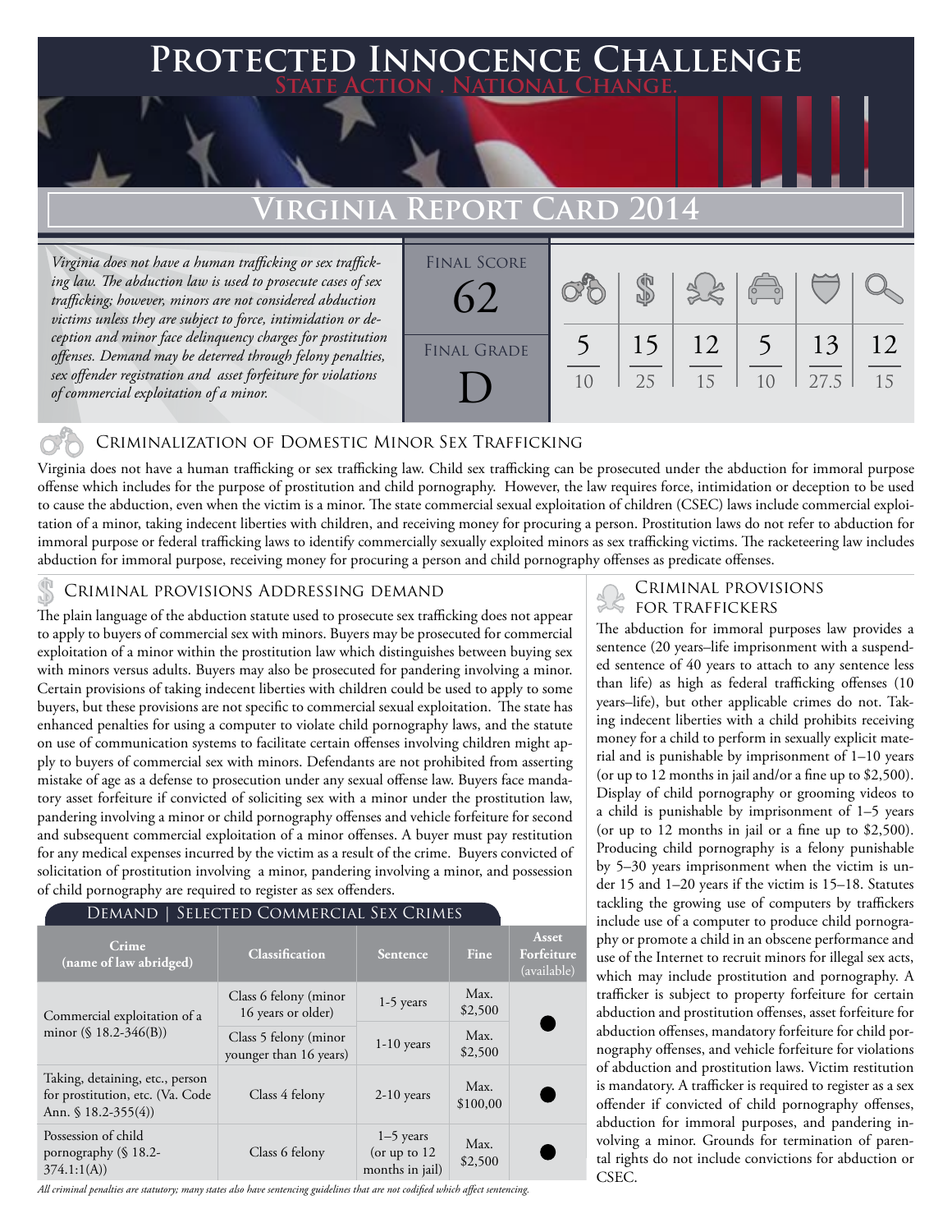# Protected Innocence Challenge

**State Action . National Change.**

## Virginia Report Card 2014

*Virginia does not have a human trafficking or sex trafficking law. The abduction law is used to prosecute cases of sex trafficking; however, minors are not considered abduction victims unless they are subject to force, intimidation or deception and minor face delinquency charges for prostitution offenses. Demand may be deterred through felony penalties, sex offender registration and asset forfeiture for violations of commercial exploitation of a minor.*

| Final Score | Final Grade |
|---|---|
| 62 | D |

| Criminalization of Domestic Minor Sex Trafficking | Criminal Provisions Addressing Demand | Criminal Provisions for Traffickers | Criminal Provisions for Facilitators | Protective Provisions for the Child Victims | Criminal Justice Tools for Investigation and Prosecution |
|---|---|---|---|---|---|
| 5/10 | 15/25 | 12/15 | 5/10 | 13/27.5 | 12/15 |

### Criminalization of Domestic Minor Sex Trafficking

Virginia does not have a human trafficking or sex trafficking law. Child sex trafficking can be prosecuted under the abduction for immoral purpose offense which includes for the purpose of prostitution and child pornography. However, the law requires force, intimidation or deception to be used to cause the abduction, even when the victim is a minor. The state commercial sexual exploitation of children (CSEC) laws include commercial exploitation of a minor, taking indecent liberties with children, and receiving money for procuring a person. Prostitution laws do not refer to abduction for immoral purpose or federal trafficking laws to identify commercially sexually exploited minors as sex trafficking victims. The racketeering law includes abduction for immoral purpose, receiving money for procuring a person and child pornography offenses as predicate offenses.

### Criminal provisions Addressing demand

The plain language of the abduction statute used to prosecute sex trafficking does not appear to apply to buyers of commercial sex with minors. Buyers may be prosecuted for commercial exploitation of a minor within the prostitution law which distinguishes between buying sex with minors versus adults. Buyers may also be prosecuted for pandering involving a minor. Certain provisions of taking indecent liberties with children could be used to apply to some buyers, but these provisions are not specific to commercial sexual exploitation. The state has enhanced penalties for using a computer to violate child pornography laws, and the statute on use of communication systems to facilitate certain offenses involving children might apply to buyers of commercial sex with minors. Defendants are not prohibited from asserting mistake of age as a defense to prosecution under any sexual offense law. Buyers face mandatory asset forfeiture if convicted of soliciting sex with a minor under the prostitution law, pandering involving a minor or child pornography offenses and vehicle forfeiture for second and subsequent commercial exploitation of a minor offenses. A buyer must pay restitution for any medical expenses incurred by the victim as a result of the crime. Buyers convicted of solicitation of prostitution involving a minor, pandering involving a minor, and possession of child pornography are required to register as sex offenders.

**Demand | Selected Commercial Sex Crimes**

| Crime (name of law abridged) | Classification | Sentence | Fine | Asset Forfeiture (available) |
|---|---|---|---|---|
| Commercial exploitation of a minor (§ 18.2-346(B)) | Class 6 felony (minor 16 years or older) | 1-5 years | Max. $2,500 | ● |
| | Class 5 felony (minor younger than 16 years) | 1-10 years | Max. $2,500 | |
| Taking, detaining, etc., person for prostitution, etc. (Va. Code Ann. § 18.2-355(4)) | Class 4 felony | 2-10 years | Max. $100,00 | ● |
| Possession of child pornography (§ 18.2-374.1:1(A)) | Class 6 felony | 1–5 years (or up to 12 months in jail) | Max. $2,500 | ● |

*All criminal penalties are statutory; many states also have sentencing guidelines that are not codified which affect sentencing.*

### Criminal provisions for traffickers

The abduction for immoral purposes law provides a sentence (20 years–life imprisonment with a suspended sentence of 40 years to attach to any sentence less than life) as high as federal trafficking offenses (10 years–life), but other applicable crimes do not. Taking indecent liberties with a child prohibits receiving money for a child to perform in sexually explicit material and is punishable by imprisonment of 1–10 years (or up to 12 months in jail and/or a fine up to $2,500). Display of child pornography or grooming videos to a child is punishable by imprisonment of 1–5 years (or up to 12 months in jail or a fine up to $2,500). Producing child pornography is a felony punishable by 5–30 years imprisonment when the victim is under 15 and 1–20 years if the victim is 15–18. Statutes tackling the growing use of computers by traffickers include use of a computer to produce child pornography or promote a child in an obscene performance and use of the Internet to recruit minors for illegal sex acts, which may include prostitution and pornography. A trafficker is subject to property forfeiture for certain abduction and prostitution offenses, asset forfeiture for abduction offenses, mandatory forfeiture for child pornography offenses, and vehicle forfeiture for violations of abduction and prostitution laws. Victim restitution is mandatory. A trafficker is required to register as a sex offender if convicted of child pornography offenses, abduction for immoral purposes, and pandering involving a minor. Grounds for termination of parental rights do not include convictions for abduction or CSEC.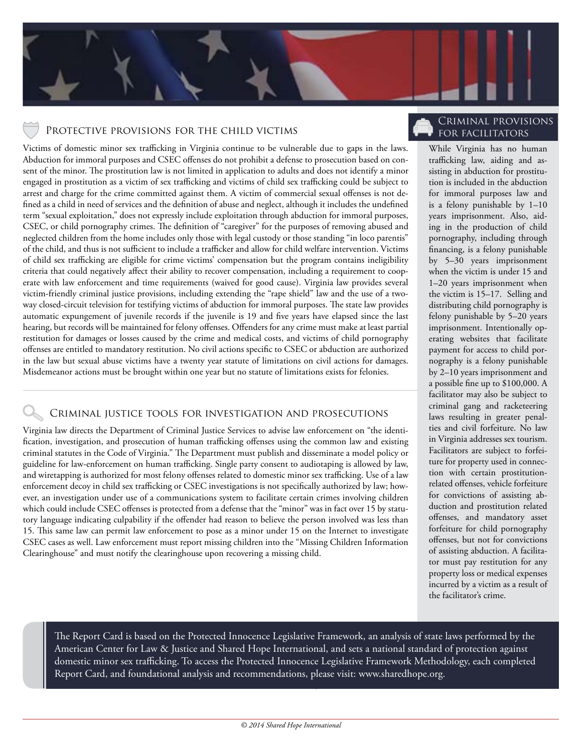## Protective provisions for the child victims

Victims of domestic minor sex trafficking in Virginia continue to be vulnerable due to gaps in the laws. Abduction for immoral purposes and CSEC offenses do not prohibit a defense to prosecution based on consent of the minor. The prostitution law is not limited in application to adults and does not identify a minor engaged in prostitution as a victim of sex trafficking and victims of child sex trafficking could be subject to arrest and charge for the crime committed against them. A victim of commercial sexual offenses is not defined as a child in need of services and the definition of abuse and neglect, although it includes the undefined term "sexual exploitation," does not expressly include exploitation through abduction for immoral purposes, CSEC, or child pornography crimes. The definition of "caregiver" for the purposes of removing abused and neglected children from the home includes only those with legal custody or those standing "in loco parentis" of the child, and thus is not sufficient to include a trafficker and allow for child welfare intervention. Victims of child sex trafficking are eligible for crime victims' compensation but the program contains ineligibility criteria that could negatively affect their ability to recover compensation, including a requirement to cooperate with law enforcement and time requirements (waived for good cause). Virginia law provides several victim-friendly criminal justice provisions, including extending the "rape shield" law and the use of a two-way closed-circuit television for testifying victims of abduction for immoral purposes. The state law provides automatic expungement of juvenile records if the juvenile is 19 and five years have elapsed since the last hearing, but records will be maintained for felony offenses. Offenders for any crime must make at least partial restitution for damages or losses caused by the crime and medical costs, and victims of child pornography offenses are entitled to mandatory restitution. No civil actions specific to CSEC or abduction are authorized in the law but sexual abuse victims have a twenty year statute of limitations on civil actions for damages. Misdemeanor actions must be brought within one year but no statute of limitations exists for felonies.

## Criminal justice tools for investigation and prosecutions

Virginia law directs the Department of Criminal Justice Services to advise law enforcement on "the identification, investigation, and prosecution of human trafficking offenses using the common law and existing criminal statutes in the Code of Virginia." The Department must publish and disseminate a model policy or guideline for law-enforcement on human trafficking. Single party consent to audiotaping is allowed by law, and wiretapping is authorized for most felony offenses related to domestic minor sex trafficking. Use of a law enforcement decoy in child sex trafficking or CSEC investigations is not specifically authorized by law; however, an investigation under use of a communications system to facilitate certain crimes involving children which could include CSEC offenses is protected from a defense that the "minor" was in fact over 15 by statutory language indicating culpability if the offender had reason to believe the person involved was less than 15. This same law can permit law enforcement to pose as a minor under 15 on the Internet to investigate CSEC cases as well. Law enforcement must report missing children into the "Missing Children Information Clearinghouse" and must notify the clearinghouse upon recovering a missing child.

## Criminal provisions for facilitators

While Virginia has no human trafficking law, aiding and assisting in abduction for prostitution is included in the abduction for immoral purposes law and is a felony punishable by 1–10 years imprisonment. Also, aiding in the production of child pornography, including through financing, is a felony punishable by 5–30 years imprisonment when the victim is under 15 and 1–20 years imprisonment when the victim is 15–17. Selling and distributing child pornography is felony punishable by 5–20 years imprisonment. Intentionally operating websites that facilitate payment for access to child pornography is a felony punishable by 2–10 years imprisonment and a possible fine up to $100,000. A facilitator may also be subject to criminal gang and racketeering laws resulting in greater penalties and civil forfeiture. No law in Virginia addresses sex tourism. Facilitators are subject to forfeiture for property used in connection with certain prostitution-related offenses, vehicle forfeiture for convictions of assisting abduction and prostitution related offenses, and mandatory asset forfeiture for child pornography offenses, but not for convictions of assisting abduction. A facilitator must pay restitution for any property loss or medical expenses incurred by a victim as a result of the facilitator's crime.

The Report Card is based on the Protected Innocence Legislative Framework, an analysis of state laws performed by the American Center for Law & Justice and Shared Hope International, and sets a national standard of protection against domestic minor sex trafficking. To access the Protected Innocence Legislative Framework Methodology, each completed Report Card, and foundational analysis and recommendations, please visit: www.sharedhope.org.

*© 2014 Shared Hope International*